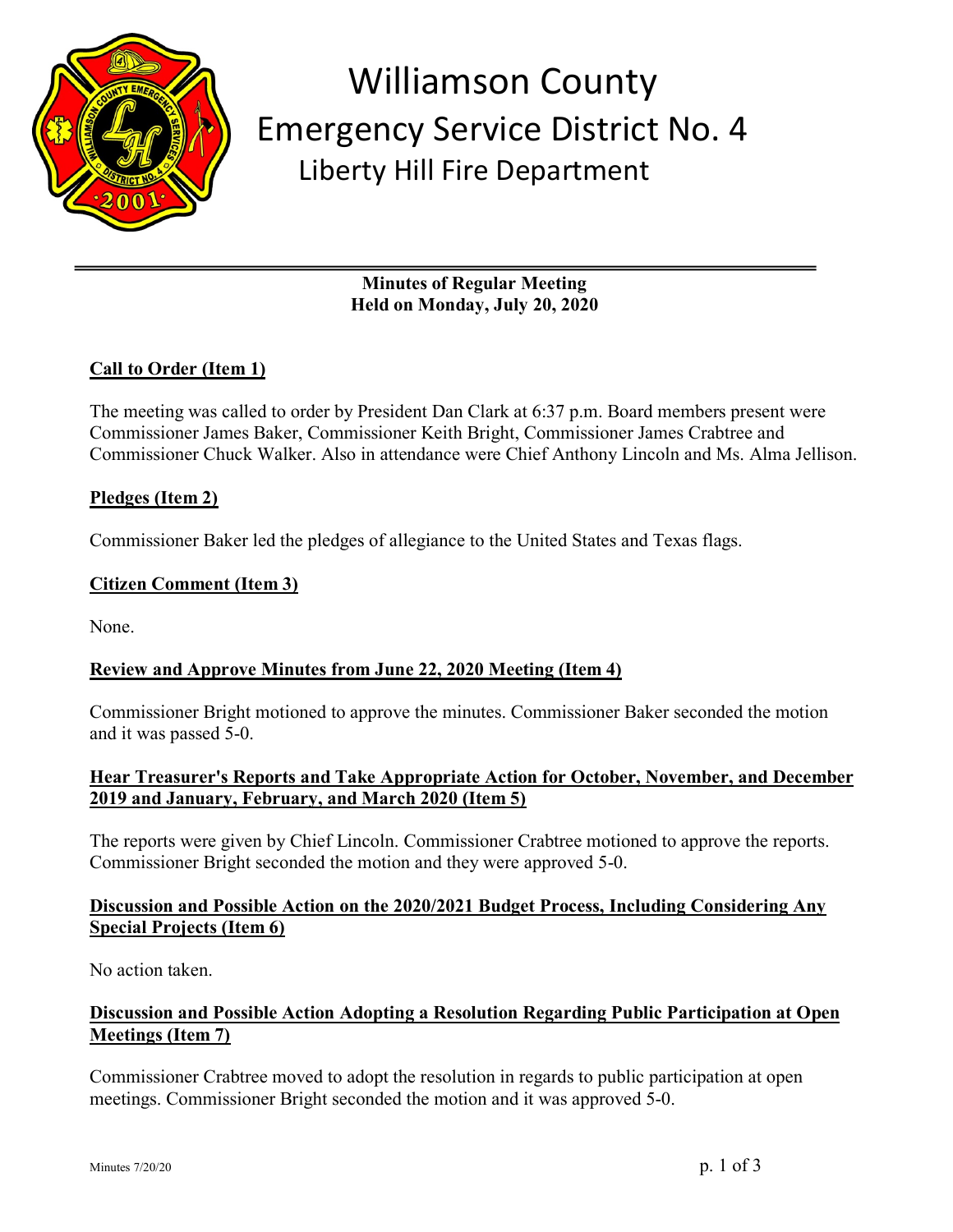# Williamson County Emergency Service District No. 4

## Liberty Hill Fire Department

---

**Minutes of Regular Meeting**
**Held on Monday, July 20, 2020**

### Call to Order (Item 1)

The meeting was called to order by President Dan Clark at 6:37 p.m. Board members present were Commissioner James Baker, Commissioner Keith Bright, Commissioner James Crabtree and Commissioner Chuck Walker. Also in attendance were Chief Anthony Lincoln and Ms. Alma Jellison.

### Pledges (Item 2)

Commissioner Baker led the pledges of allegiance to the United States and Texas flags.

### Citizen Comment (Item 3)

None.

### Review and Approve Minutes from June 22, 2020 Meeting (Item 4)

Commissioner Bright motioned to approve the minutes. Commissioner Baker seconded the motion and it was passed 5-0.

### Hear Treasurer's Reports and Take Appropriate Action for October, November, and December 2019 and January, February, and March 2020 (Item 5)

The reports were given by Chief Lincoln. Commissioner Crabtree motioned to approve the reports. Commissioner Bright seconded the motion and they were approved 5-0.

### Discussion and Possible Action on the 2020/2021 Budget Process, Including Considering Any Special Projects (Item 6)

No action taken.

### Discussion and Possible Action Adopting a Resolution Regarding Public Participation at Open Meetings (Item 7)

Commissioner Crabtree moved to adopt the resolution in regards to public participation at open meetings. Commissioner Bright seconded the motion and it was approved 5-0.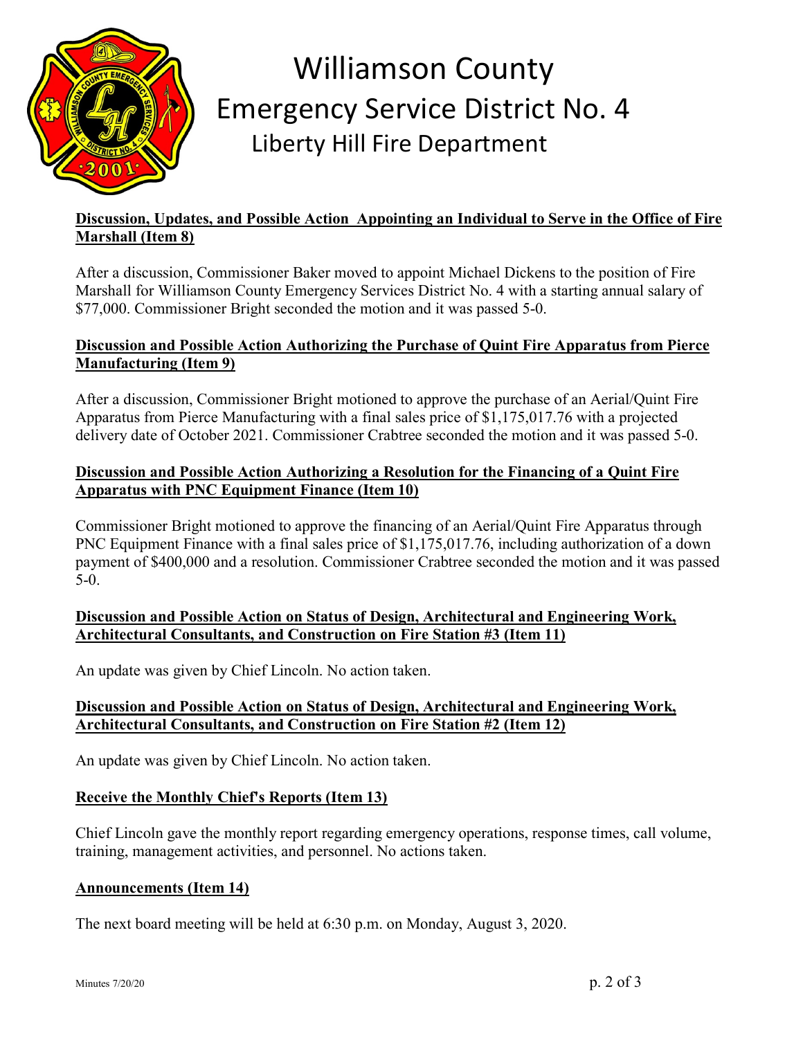# Williamson County
## Emergency Service District No. 4
### Liberty Hill Fire Department

**Discussion, Updates, and Possible Action Appointing an Individual to Serve in the Office of Fire Marshall (Item 8)**

After a discussion, Commissioner Baker moved to appoint Michael Dickens to the position of Fire Marshall for Williamson County Emergency Services District No. 4 with a starting annual salary of $77,000. Commissioner Bright seconded the motion and it was passed 5-0.

**Discussion and Possible Action Authorizing the Purchase of Quint Fire Apparatus from Pierce Manufacturing (Item 9)**

After a discussion, Commissioner Bright motioned to approve the purchase of an Aerial/Quint Fire Apparatus from Pierce Manufacturing with a final sales price of $1,175,017.76 with a projected delivery date of October 2021. Commissioner Crabtree seconded the motion and it was passed 5-0.

**Discussion and Possible Action Authorizing a Resolution for the Financing of a Quint Fire Apparatus with PNC Equipment Finance (Item 10)**

Commissioner Bright motioned to approve the financing of an Aerial/Quint Fire Apparatus through PNC Equipment Finance with a final sales price of $1,175,017.76, including authorization of a down payment of $400,000 and a resolution. Commissioner Crabtree seconded the motion and it was passed 5-0.

**Discussion and Possible Action on Status of Design, Architectural and Engineering Work, Architectural Consultants, and Construction on Fire Station #3 (Item 11)**

An update was given by Chief Lincoln. No action taken.

**Discussion and Possible Action on Status of Design, Architectural and Engineering Work, Architectural Consultants, and Construction on Fire Station #2 (Item 12)**

An update was given by Chief Lincoln. No action taken.

**Receive the Monthly Chief's Reports (Item 13)**

Chief Lincoln gave the monthly report regarding emergency operations, response times, call volume, training, management activities, and personnel. No actions taken.

**Announcements (Item 14)**

The next board meeting will be held at 6:30 p.m. on Monday, August 3, 2020.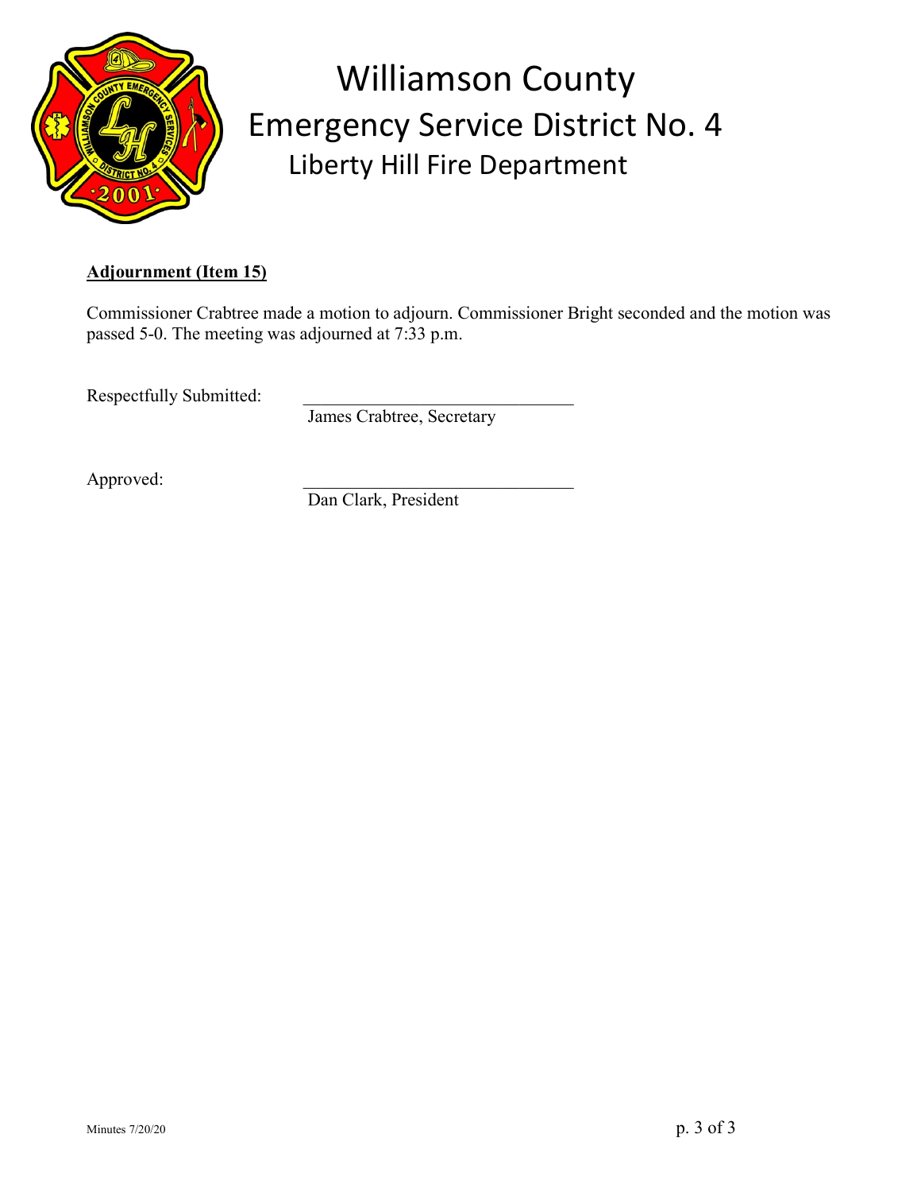# Williamson County
## Emergency Service District No. 4
### Liberty Hill Fire Department

**Adjournment (Item 15)**

Commissioner Crabtree made a motion to adjourn. Commissioner Bright seconded and the motion was passed 5-0. The meeting was adjourned at 7:33 p.m.

Respectfully Submitted: \_\_\_\_\_\_\_\_\_\_\_\_\_\_\_\_\_\_\_\_\_\_\_\_\_\_\_\_\_\_
James Crabtree, Secretary

Approved: \_\_\_\_\_\_\_\_\_\_\_\_\_\_\_\_\_\_\_\_\_\_\_\_\_\_\_\_\_\_
Dan Clark, President